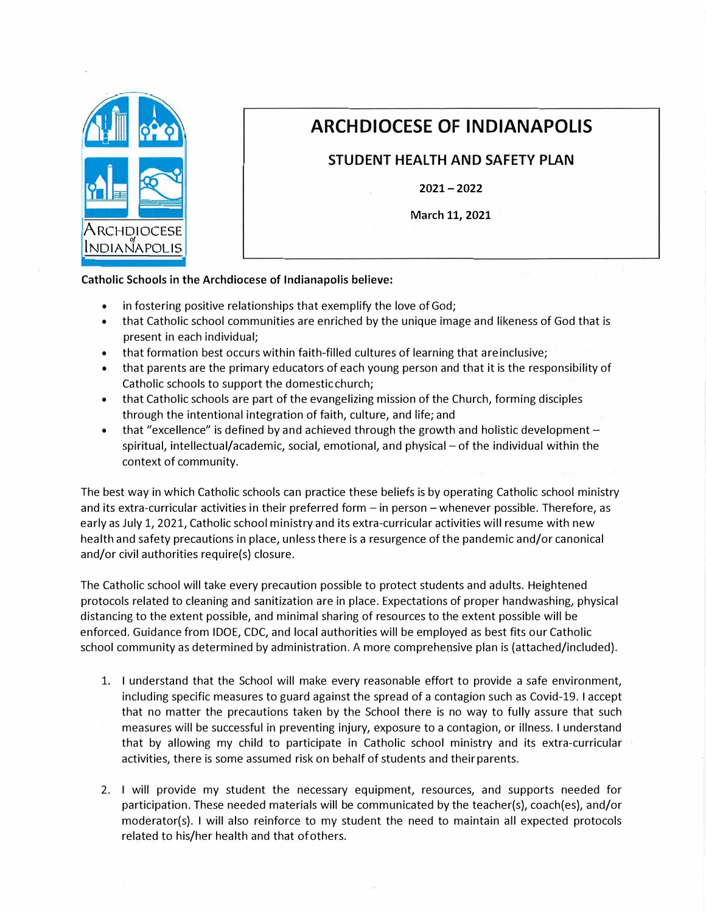# ARCHDIOCESE OF INDIANAPOLIS

## STUDENT HEALTH AND SAFETY PLAN

**2021 – 2022**

**March 11, 2021**

**Catholic Schools in the Archdiocese of Indianapolis believe:**

- in fostering positive relationships that exemplify the love of God;
- that Catholic school communities are enriched by the unique image and likeness of God that is present in each individual;
- that formation best occurs within faith-filled cultures of learning that are inclusive;
- that parents are the primary educators of each young person and that it is the responsibility of Catholic schools to support the domestic church;
- that Catholic schools are part of the evangelizing mission of the Church, forming disciples through the intentional integration of faith, culture, and life; and
- that "excellence" is defined by and achieved through the growth and holistic development – spiritual, intellectual/academic, social, emotional, and physical – of the individual within the context of community.

The best way in which Catholic schools can practice these beliefs is by operating Catholic school ministry and its extra-curricular activities in their preferred form – in person – whenever possible. Therefore, as early as July 1, 2021, Catholic school ministry and its extra-curricular activities will resume with new health and safety precautions in place, unless there is a resurgence of the pandemic and/or canonical and/or civil authorities require(s) closure.

The Catholic school will take every precaution possible to protect students and adults. Heightened protocols related to cleaning and sanitization are in place. Expectations of proper handwashing, physical distancing to the extent possible, and minimal sharing of resources to the extent possible will be enforced. Guidance from IDOE, CDC, and local authorities will be employed as best fits our Catholic school community as determined by administration. A more comprehensive plan is (attached/included).

1. I understand that the School will make every reasonable effort to provide a safe environment, including specific measures to guard against the spread of a contagion such as Covid-19. I accept that no matter the precautions taken by the School there is no way to fully assure that such measures will be successful in preventing injury, exposure to a contagion, or illness. I understand that by allowing my child to participate in Catholic school ministry and its extra-curricular activities, there is some assumed risk on behalf of students and their parents.

2. I will provide my student the necessary equipment, resources, and supports needed for participation. These needed materials will be communicated by the teacher(s), coach(es), and/or moderator(s). I will also reinforce to my student the need to maintain all expected protocols related to his/her health and that of others.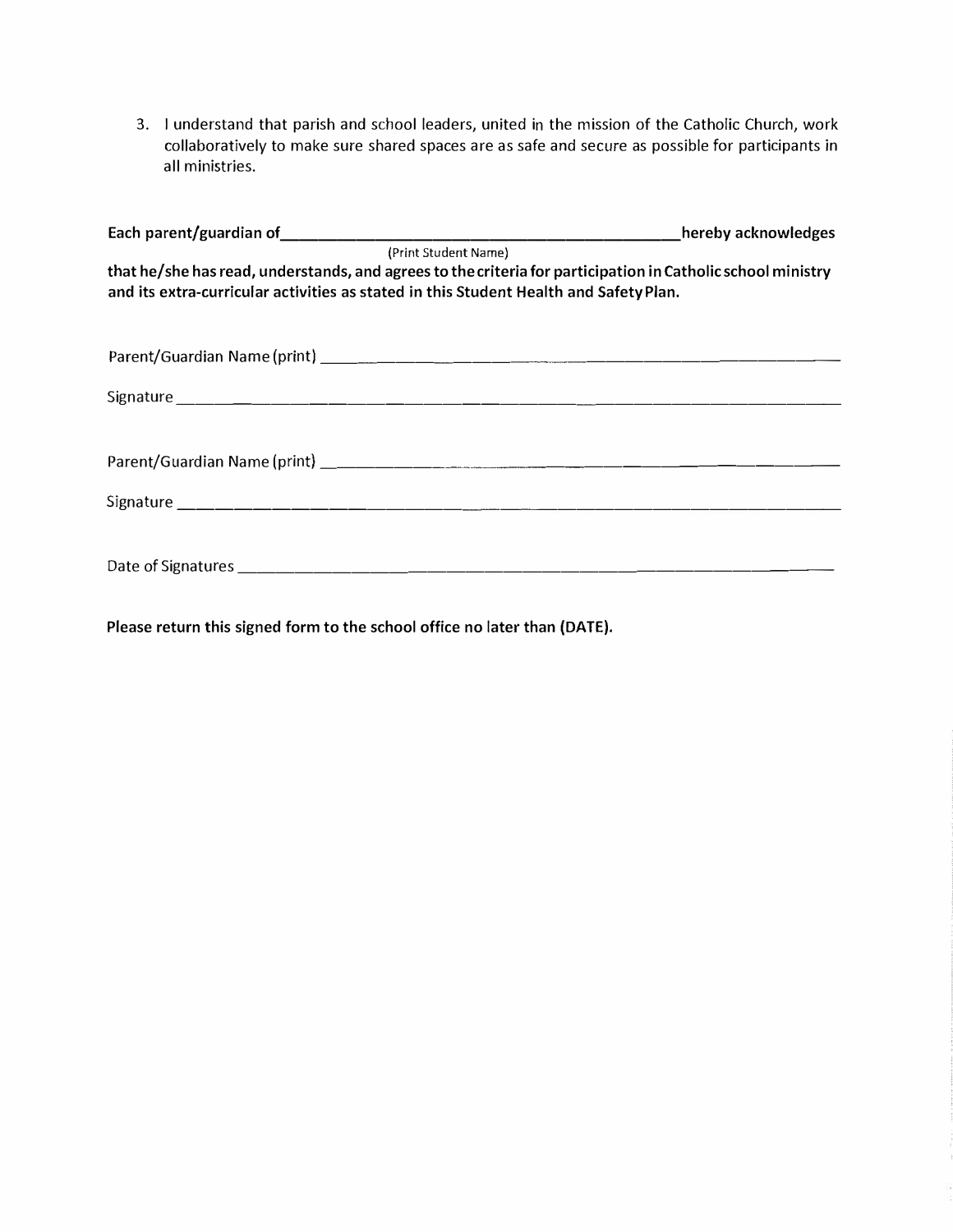3. I understand that parish and school leaders, united in the mission of the Catholic Church, work collaboratively to make sure shared spaces are as safe and secure as possible for participants in all ministries.

**Each parent/guardian of\_\_\_\_\_\_\_\_\_\_\_\_\_\_\_\_\_\_\_\_\_\_\_\_\_\_\_\_\_\_\_\_\_\_\_\_\_\_\_\_\_\_\_\_hereby acknowledges**
(Print Student Name)
**that he/she has read, understands, and agrees to the criteria for participation in Catholic school ministry and its extra-curricular activities as stated in this Student Health and Safety Plan.**

Parent/Guardian Name (print) \_\_\_\_\_\_\_\_\_\_\_\_\_\_\_\_\_\_\_\_\_\_\_\_\_\_\_\_\_\_\_\_\_\_\_\_\_\_\_\_\_\_\_\_\_\_\_\_\_\_

Signature \_\_\_\_\_\_\_\_\_\_\_\_\_\_\_\_\_\_\_\_\_\_\_\_\_\_\_\_\_\_\_\_\_\_\_\_\_\_\_\_\_\_\_\_\_\_\_\_\_\_\_\_\_\_\_\_\_\_\_\_\_\_

Parent/Guardian Name (print) \_\_\_\_\_\_\_\_\_\_\_\_\_\_\_\_\_\_\_\_\_\_\_\_\_\_\_\_\_\_\_\_\_\_\_\_\_\_\_\_\_\_\_\_\_\_\_\_\_\_

Signature \_\_\_\_\_\_\_\_\_\_\_\_\_\_\_\_\_\_\_\_\_\_\_\_\_\_\_\_\_\_\_\_\_\_\_\_\_\_\_\_\_\_\_\_\_\_\_\_\_\_\_\_\_\_\_\_\_\_\_\_\_\_

Date of Signatures \_\_\_\_\_\_\_\_\_\_\_\_\_\_\_\_\_\_\_\_\_\_\_\_\_\_\_\_\_\_\_\_\_\_\_\_\_\_\_\_\_\_\_\_\_\_\_\_\_\_\_\_\_\_\_\_

**Please return this signed form to the school office no later than (DATE).**